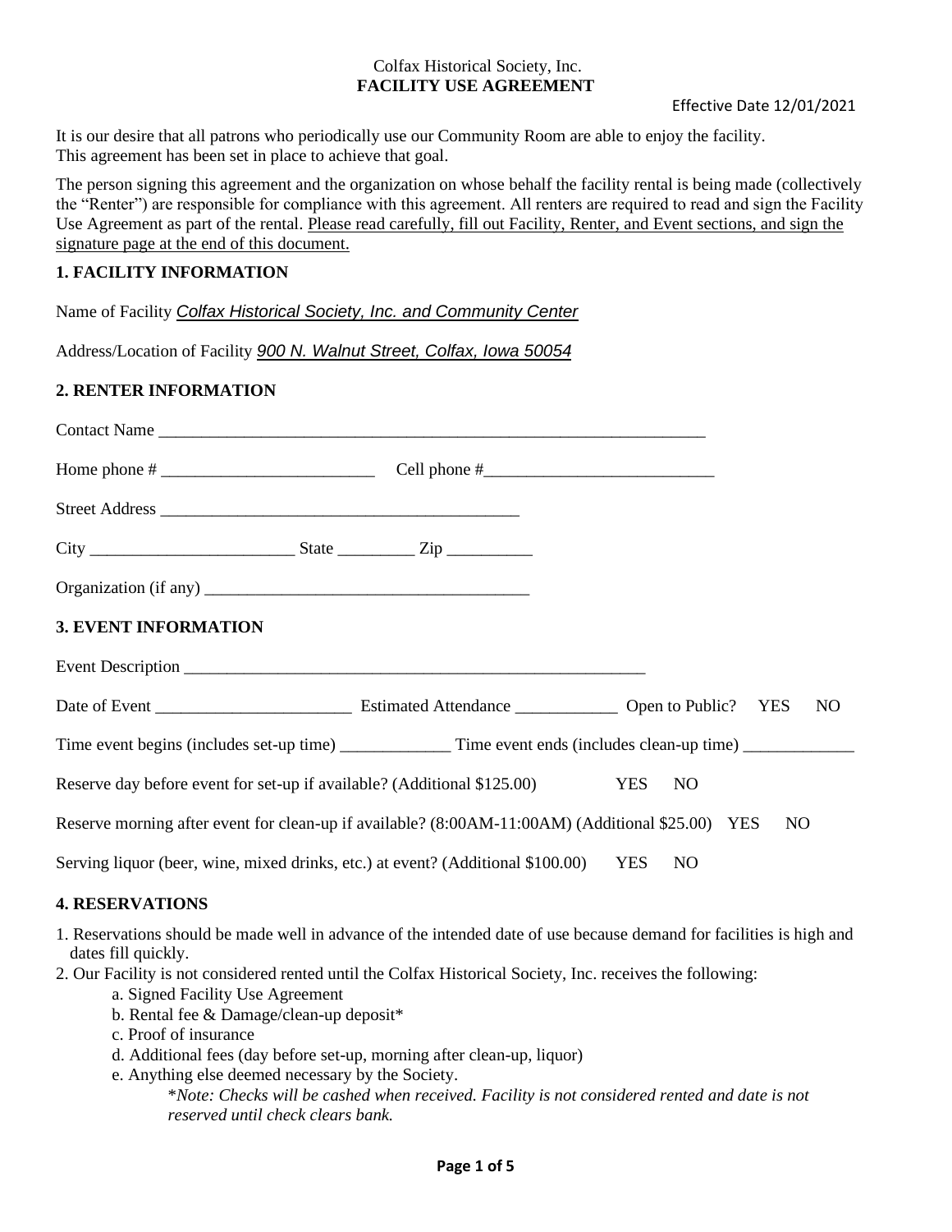Colfax Historical Society, Inc.

**FACILITY USE AGREEMENT**

Effective Date 12/01/2021

It is our desire that all patrons who periodically use our Community Room are able to enjoy the facility. This agreement has been set in place to achieve that goal.

The person signing this agreement and the organization on whose behalf the facility rental is being made (collectively the "Renter") are responsible for compliance with this agreement. All renters are required to read and sign the Facility Use Agreement as part of the rental. Please read carefully, fill out Facility, Renter, and Event sections, and sign the signature page at the end of this document.

## 1. FACILITY INFORMATION

Name of Facility *Colfax Historical Society, Inc. and Community Center*

Address/Location of Facility *900 N. Walnut Street, Colfax, Iowa 50054*

## 2. RENTER INFORMATION

Contact Name ___________________________________________________________________

Home phone # _________________________ Cell phone #___________________________

Street Address __________________________________________

City ________________________ State _________ Zip __________

Organization (if any) ______________________________________

## 3. EVENT INFORMATION

Event Description ______________________________________________________

Date of Event _______________________ Estimated Attendance ____________ Open to Public? YES NO

Time event begins (includes set-up time) _____________ Time event ends (includes clean-up time) _____________

Reserve day before event for set-up if available? (Additional $125.00) YES NO

Reserve morning after event for clean-up if available? (8:00AM-11:00AM) (Additional $25.00) YES NO

Serving liquor (beer, wine, mixed drinks, etc.) at event? (Additional $100.00) YES NO

## 4. RESERVATIONS

1. Reservations should be made well in advance of the intended date of use because demand for facilities is high and dates fill quickly.
2. Our Facility is not considered rented until the Colfax Historical Society, Inc. receives the following:
   a. Signed Facility Use Agreement
   b. Rental fee & Damage/clean-up deposit*
   c. Proof of insurance
   d. Additional fees (day before set-up, morning after clean-up, liquor)
   e. Anything else deemed necessary by the Society.

   *\*Note: Checks will be cashed when received. Facility is not considered rented and date is not reserved until check clears bank.*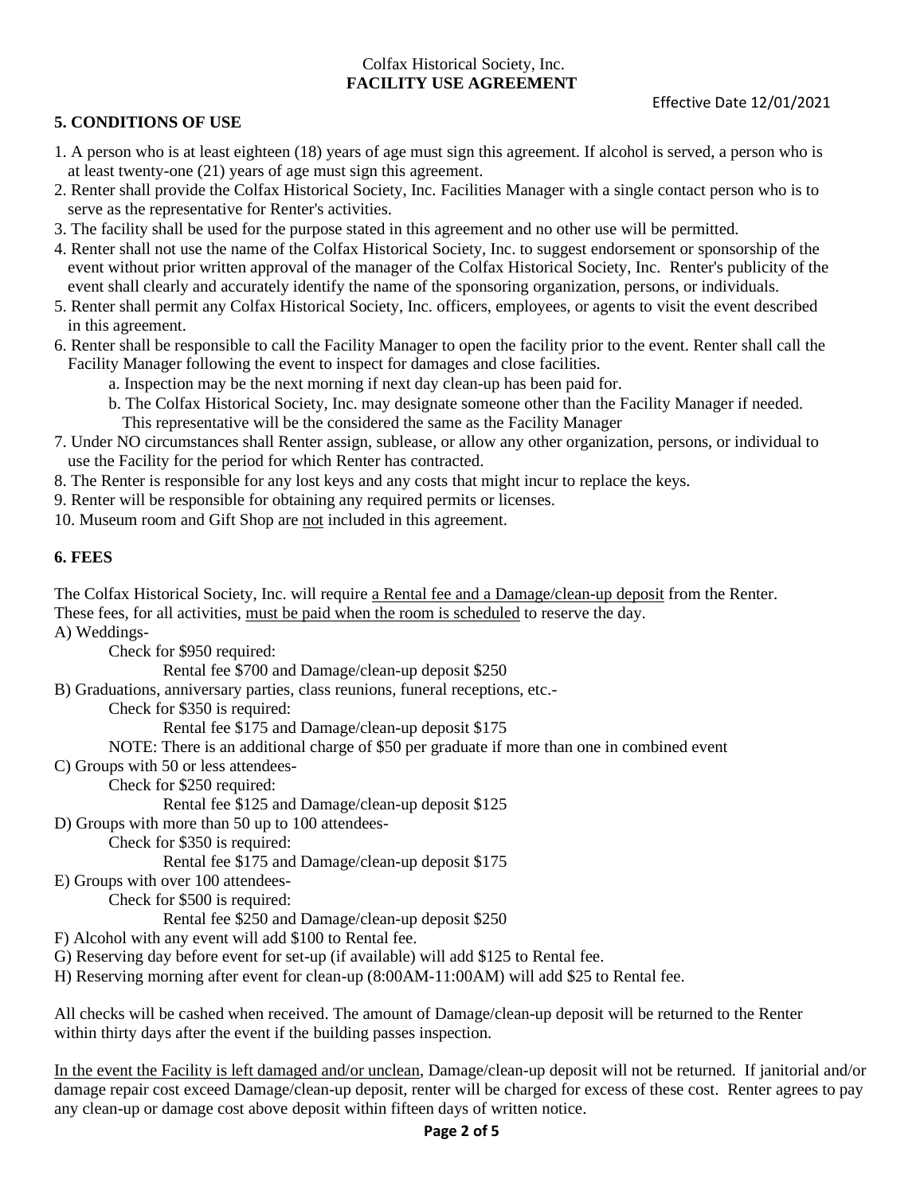Colfax Historical Society, Inc.
**FACILITY USE AGREEMENT**

Effective Date 12/01/2021

## 5. CONDITIONS OF USE

1. A person who is at least eighteen (18) years of age must sign this agreement. If alcohol is served, a person who is at least twenty-one (21) years of age must sign this agreement.
2. Renter shall provide the Colfax Historical Society, Inc. Facilities Manager with a single contact person who is to serve as the representative for Renter's activities.
3. The facility shall be used for the purpose stated in this agreement and no other use will be permitted.
4. Renter shall not use the name of the Colfax Historical Society, Inc. to suggest endorsement or sponsorship of the event without prior written approval of the manager of the Colfax Historical Society, Inc. Renter's publicity of the event shall clearly and accurately identify the name of the sponsoring organization, persons, or individuals.
5. Renter shall permit any Colfax Historical Society, Inc. officers, employees, or agents to visit the event described in this agreement.
6. Renter shall be responsible to call the Facility Manager to open the facility prior to the event. Renter shall call the Facility Manager following the event to inspect for damages and close facilities.
   a. Inspection may be the next morning if next day clean-up has been paid for.
   b. The Colfax Historical Society, Inc. may designate someone other than the Facility Manager if needed. This representative will be the considered the same as the Facility Manager
7. Under NO circumstances shall Renter assign, sublease, or allow any other organization, persons, or individual to use the Facility for the period for which Renter has contracted.
8. The Renter is responsible for any lost keys and any costs that might incur to replace the keys.
9. Renter will be responsible for obtaining any required permits or licenses.
10. Museum room and Gift Shop are <u>not</u> included in this agreement.

## 6. FEES

The Colfax Historical Society, Inc. will require <u>a Rental fee and a Damage/clean-up deposit</u> from the Renter. These fees, for all activities, <u>must be paid when the room is scheduled</u> to reserve the day.

A) Weddings-
  Check for $950 required:
    Rental fee $700 and Damage/clean-up deposit $250

B) Graduations, anniversary parties, class reunions, funeral receptions, etc.-
  Check for $350 is required:
    Rental fee $175 and Damage/clean-up deposit $175
  NOTE: There is an additional charge of $50 per graduate if more than one in combined event

C) Groups with 50 or less attendees-
  Check for $250 required:
    Rental fee $125 and Damage/clean-up deposit $125

D) Groups with more than 50 up to 100 attendees-
  Check for $350 is required:
    Rental fee $175 and Damage/clean-up deposit $175

E) Groups with over 100 attendees-
  Check for $500 is required:
    Rental fee $250 and Damage/clean-up deposit $250

F) Alcohol with any event will add $100 to Rental fee.

G) Reserving day before event for set-up (if available) will add $125 to Rental fee.

H) Reserving morning after event for clean-up (8:00AM-11:00AM) will add $25 to Rental fee.

All checks will be cashed when received. The amount of Damage/clean-up deposit will be returned to the Renter within thirty days after the event if the building passes inspection.

<u>In the event the Facility is left damaged and/or unclean</u>, Damage/clean-up deposit will not be returned. If janitorial and/or damage repair cost exceed Damage/clean-up deposit, renter will be charged for excess of these cost. Renter agrees to pay any clean-up or damage cost above deposit within fifteen days of written notice.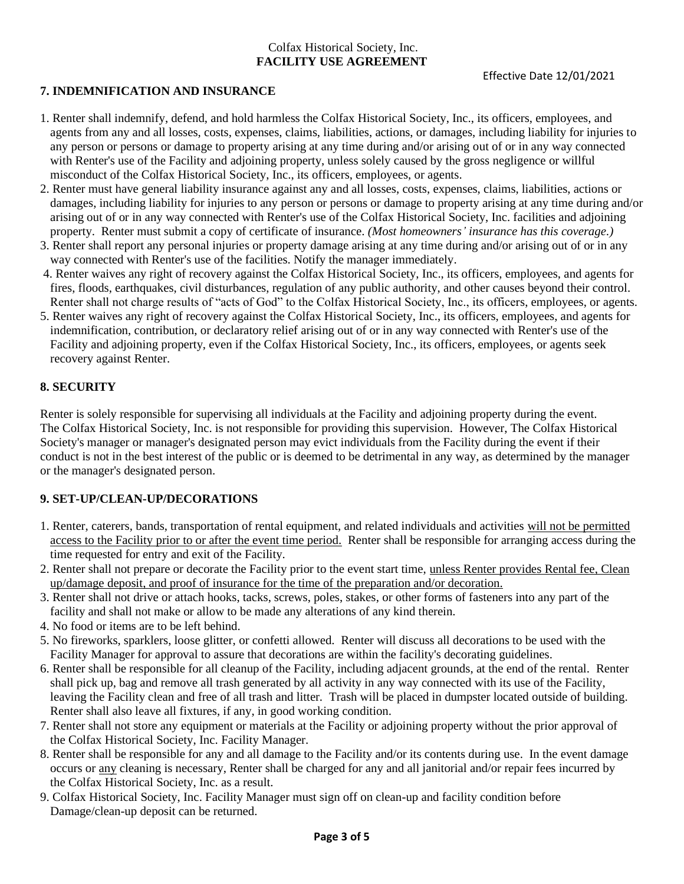Colfax Historical Society, Inc.
**FACILITY USE AGREEMENT**

Effective Date 12/01/2021

## 7. INDEMNIFICATION AND INSURANCE

1. Renter shall indemnify, defend, and hold harmless the Colfax Historical Society, Inc., its officers, employees, and agents from any and all losses, costs, expenses, claims, liabilities, actions, or damages, including liability for injuries to any person or persons or damage to property arising at any time during and/or arising out of or in any way connected with Renter's use of the Facility and adjoining property, unless solely caused by the gross negligence or willful misconduct of the Colfax Historical Society, Inc., its officers, employees, or agents.
2. Renter must have general liability insurance against any and all losses, costs, expenses, claims, liabilities, actions or damages, including liability for injuries to any person or persons or damage to property arising at any time during and/or arising out of or in any way connected with Renter's use of the Colfax Historical Society, Inc. facilities and adjoining property. Renter must submit a copy of certificate of insurance. *(Most homeowners' insurance has this coverage.)*
3. Renter shall report any personal injuries or property damage arising at any time during and/or arising out of or in any way connected with Renter's use of the facilities. Notify the manager immediately.
4. Renter waives any right of recovery against the Colfax Historical Society, Inc., its officers, employees, and agents for fires, floods, earthquakes, civil disturbances, regulation of any public authority, and other causes beyond their control. Renter shall not charge results of "acts of God" to the Colfax Historical Society, Inc., its officers, employees, or agents.
5. Renter waives any right of recovery against the Colfax Historical Society, Inc., its officers, employees, and agents for indemnification, contribution, or declaratory relief arising out of or in any way connected with Renter's use of the Facility and adjoining property, even if the Colfax Historical Society, Inc., its officers, employees, or agents seek recovery against Renter.

## 8. SECURITY

Renter is solely responsible for supervising all individuals at the Facility and adjoining property during the event. The Colfax Historical Society, Inc. is not responsible for providing this supervision. However, The Colfax Historical Society's manager or manager's designated person may evict individuals from the Facility during the event if their conduct is not in the best interest of the public or is deemed to be detrimental in any way, as determined by the manager or the manager's designated person.

## 9. SET-UP/CLEAN-UP/DECORATIONS

1. Renter, caterers, bands, transportation of rental equipment, and related individuals and activities <u>will not be permitted access to the Facility prior to or after the event time period.</u> Renter shall be responsible for arranging access during the time requested for entry and exit of the Facility.
2. Renter shall not prepare or decorate the Facility prior to the event start time, <u>unless Renter provides Rental fee, Clean up/damage deposit, and proof of insurance for the time of the preparation and/or decoration.</u>
3. Renter shall not drive or attach hooks, tacks, screws, poles, stakes, or other forms of fasteners into any part of the facility and shall not make or allow to be made any alterations of any kind therein.
4. No food or items are to be left behind.
5. No fireworks, sparklers, loose glitter, or confetti allowed. Renter will discuss all decorations to be used with the Facility Manager for approval to assure that decorations are within the facility's decorating guidelines.
6. Renter shall be responsible for all cleanup of the Facility, including adjacent grounds, at the end of the rental. Renter shall pick up, bag and remove all trash generated by all activity in any way connected with its use of the Facility, leaving the Facility clean and free of all trash and litter. Trash will be placed in dumpster located outside of building. Renter shall also leave all fixtures, if any, in good working condition.
7. Renter shall not store any equipment or materials at the Facility or adjoining property without the prior approval of the Colfax Historical Society, Inc. Facility Manager.
8. Renter shall be responsible for any and all damage to the Facility and/or its contents during use. In the event damage occurs or <u>any</u> cleaning is necessary, Renter shall be charged for any and all janitorial and/or repair fees incurred by the Colfax Historical Society, Inc. as a result.
9. Colfax Historical Society, Inc. Facility Manager must sign off on clean-up and facility condition before Damage/clean-up deposit can be returned.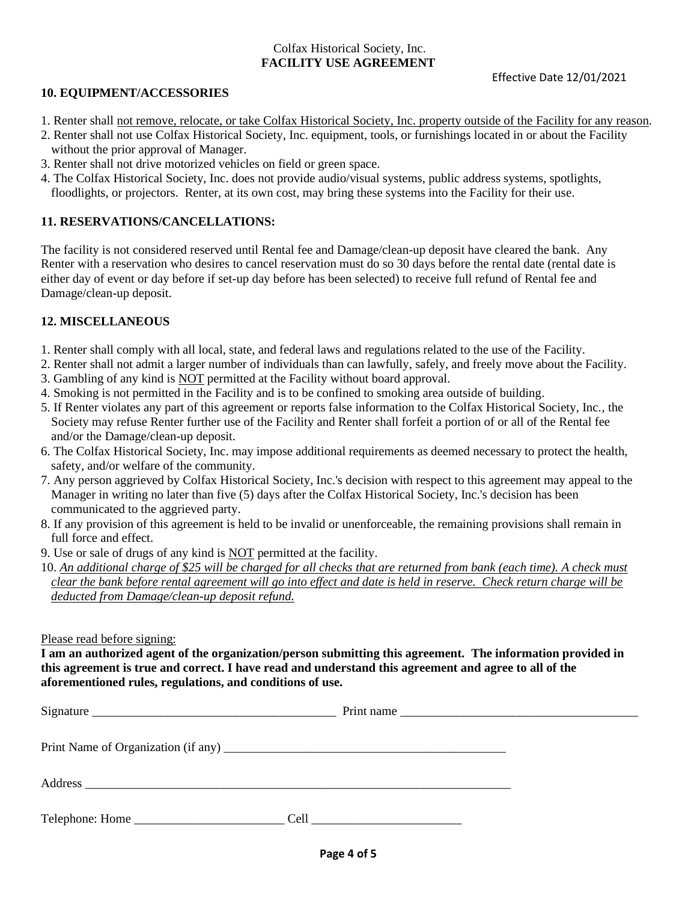Colfax Historical Society, Inc.
**FACILITY USE AGREEMENT**

Effective Date 12/01/2021

### 10. EQUIPMENT/ACCESSORIES

1. Renter shall not remove, relocate, or take Colfax Historical Society, Inc. property outside of the Facility for any reason.
2. Renter shall not use Colfax Historical Society, Inc. equipment, tools, or furnishings located in or about the Facility without the prior approval of Manager.
3. Renter shall not drive motorized vehicles on field or green space.
4. The Colfax Historical Society, Inc. does not provide audio/visual systems, public address systems, spotlights, floodlights, or projectors. Renter, at its own cost, may bring these systems into the Facility for their use.

### 11. RESERVATIONS/CANCELLATIONS:

The facility is not considered reserved until Rental fee and Damage/clean-up deposit have cleared the bank. Any Renter with a reservation who desires to cancel reservation must do so 30 days before the rental date (rental date is either day of event or day before if set-up day before has been selected) to receive full refund of Rental fee and Damage/clean-up deposit.

### 12. MISCELLANEOUS

1. Renter shall comply with all local, state, and federal laws and regulations related to the use of the Facility.
2. Renter shall not admit a larger number of individuals than can lawfully, safely, and freely move about the Facility.
3. Gambling of any kind is NOT permitted at the Facility without board approval.
4. Smoking is not permitted in the Facility and is to be confined to smoking area outside of building.
5. If Renter violates any part of this agreement or reports false information to the Colfax Historical Society, Inc., the Society may refuse Renter further use of the Facility and Renter shall forfeit a portion of or all of the Rental fee and/or the Damage/clean-up deposit.
6. The Colfax Historical Society, Inc. may impose additional requirements as deemed necessary to protect the health, safety, and/or welfare of the community.
7. Any person aggrieved by Colfax Historical Society, Inc.'s decision with respect to this agreement may appeal to the Manager in writing no later than five (5) days after the Colfax Historical Society, Inc.'s decision has been communicated to the aggrieved party.
8. If any provision of this agreement is held to be invalid or unenforceable, the remaining provisions shall remain in full force and effect.
9. Use or sale of drugs of any kind is NOT permitted at the facility.
10. *An additional charge of $25 will be charged for all checks that are returned from bank (each time). A check must clear the bank before rental agreement will go into effect and date is held in reserve. Check return charge will be deducted from Damage/clean-up deposit refund.*

Please read before signing:

**I am an authorized agent of the organization/person submitting this agreement. The information provided in this agreement is true and correct. I have read and understand this agreement and agree to all of the aforementioned rules, regulations, and conditions of use.**

Signature ________________________________________ Print name ________________________________________

Print Name of Organization (if any) ________________________________________________

Address ________________________________________________________________________

Telephone: Home ________________________ Cell ________________________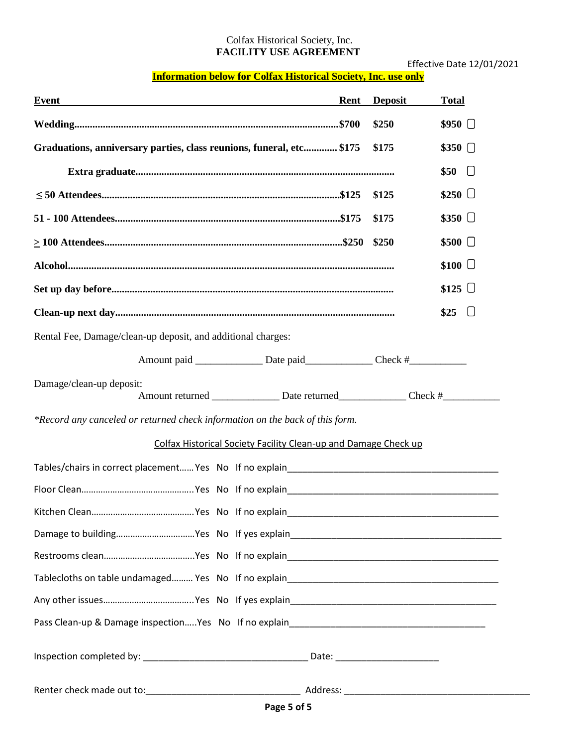Colfax Historical Society, Inc.

**FACILITY USE AGREEMENT**

Effective Date 12/01/2021

**Information below for Colfax Historical Society, Inc. use only**

| Event | Rent | Deposit | Total |
|---|---|---|---|
| **Wedding** | **$700** | **$250** | **$950** ☐ |
| **Graduations, anniversary parties, class reunions, funeral, etc.** | **$175** | **$175** | **$350** ☐ |
| **Extra graduate** | | | **$50** ☐ |
| **≤ 50 Attendees** | **$125** | **$125** | **$250** ☐ |
| **51 - 100 Attendees** | **$175** | **$175** | **$350** ☐ |
| **≥ 100 Attendees** | **$250** | **$250** | **$500** ☐ |
| **Alcohol** | | | **$100** ☐ |
| **Set up day before** | | | **$125** ☐ |
| **Clean-up next day** | | | **$25** ☐ |

Rental Fee, Damage/clean-up deposit, and additional charges:

Amount paid _____________ Date paid_____________ Check #___________

Damage/clean-up deposit:

Amount returned _____________ Date returned_____________ Check #___________

*\*Record any canceled or returned check information on the back of this form.*

Colfax Historical Society Facility Clean-up and Damage Check up

Tables/chairs in correct placement……Yes No If no explain___________________________________________

Floor Clean………………………………………..Yes No If no explain___________________________________________

Kitchen Clean……………………………………Yes No If no explain___________________________________________

Damage to building……………………………Yes No If yes explain___________________________________________

Restrooms clean……………………………….Yes No If no explain___________________________________________

Tablecloths on table undamaged……… Yes No If no explain___________________________________________

Any other issues……………………………….Yes No If yes explain___________________________________________

Pass Clean-up & Damage inspection…..Yes No If no explain________________________________________

Inspection completed by: _________________________________ Date: ____________________

Renter check made out to:______________________________ Address: ____________________________________